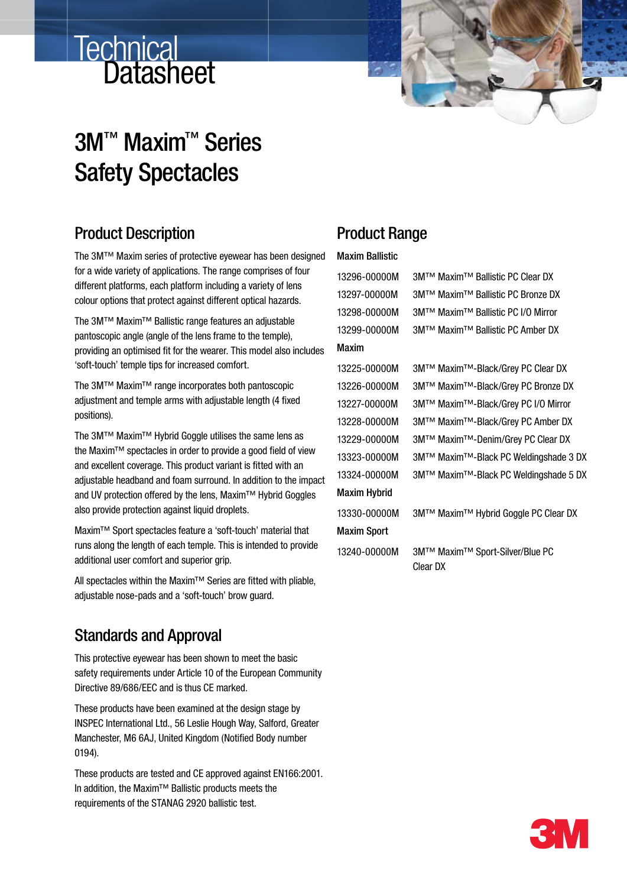# Technical Datasheet

# 3M™ Maxim™ Series Safety Spectacles

## Product Description

The 3M™ Maxim series of protective eyewear has been designed for a wide variety of applications. The range comprises of four different platforms, each platform including a variety of lens colour options that protect against different optical hazards.

The 3M™ Maxim™ Ballistic range features an adjustable pantoscopic angle (angle of the lens frame to the temple), providing an optimised fit for the wearer. This model also includes 'soft-touch' temple tips for increased comfort.

The 3M™ Maxim™ range incorporates both pantoscopic adjustment and temple arms with adjustable length (4 fixed positions).

The 3M™ Maxim™ Hybrid Goggle utilises the same lens as the Maxim™ spectacles in order to provide a good field of view and excellent coverage. This product variant is fitted with an adjustable headband and foam surround. In addition to the impact and UV protection offered by the lens, Maxim™ Hybrid Goggles also provide protection against liquid droplets.

Maxim™ Sport spectacles feature a 'soft-touch' material that runs along the length of each temple. This is intended to provide additional user comfort and superior grip.

All spectacles within the Maxim™ Series are fitted with pliable, adjustable nose-pads and a 'soft-touch' brow guard.

## Standards and Approval

This protective eyewear has been shown to meet the basic safety requirements under Article 10 of the European Community Directive 89/686/EEC and is thus CE marked.

These products have been examined at the design stage by INSPEC International Ltd., 56 Leslie Hough Way, Salford, Greater Manchester, M6 6AJ, United Kingdom (Notified Body number 0194).

These products are tested and CE approved against EN166:2001. In addition, the Maxim™ Ballistic products meets the requirements of the STANAG 2920 ballistic test.

## Product Range

**Maxim Ballistic**

| | |
|---|---|
| 13296-00000M | 3M™ Maxim™ Ballistic PC Clear DX |
| 13297-00000M | 3M™ Maxim™ Ballistic PC Bronze DX |
| 13298-00000M | 3M™ Maxim™ Ballistic PC I/O Mirror |
| 13299-00000M | 3M™ Maxim™ Ballistic PC Amber DX |

**Maxim**

| | |
|---|---|
| 13225-00000M | 3M™ Maxim™-Black/Grey PC Clear DX |
| 13226-00000M | 3M™ Maxim™-Black/Grey PC Bronze DX |
| 13227-00000M | 3M™ Maxim™-Black/Grey PC I/O Mirror |
| 13228-00000M | 3M™ Maxim™-Black/Grey PC Amber DX |
| 13229-00000M | 3M™ Maxim™-Denim/Grey PC Clear DX |
| 13323-00000M | 3M™ Maxim™-Black PC Weldingshade 3 DX |
| 13324-00000M | 3M™ Maxim™-Black PC Weldingshade 5 DX |

**Maxim Hybrid**

| | |
|---|---|
| 13330-00000M | 3M™ Maxim™ Hybrid Goggle PC Clear DX |

**Maxim Sport**

| | |
|---|---|
| 13240-00000M | 3M™ Maxim™ Sport-Silver/Blue PC Clear DX |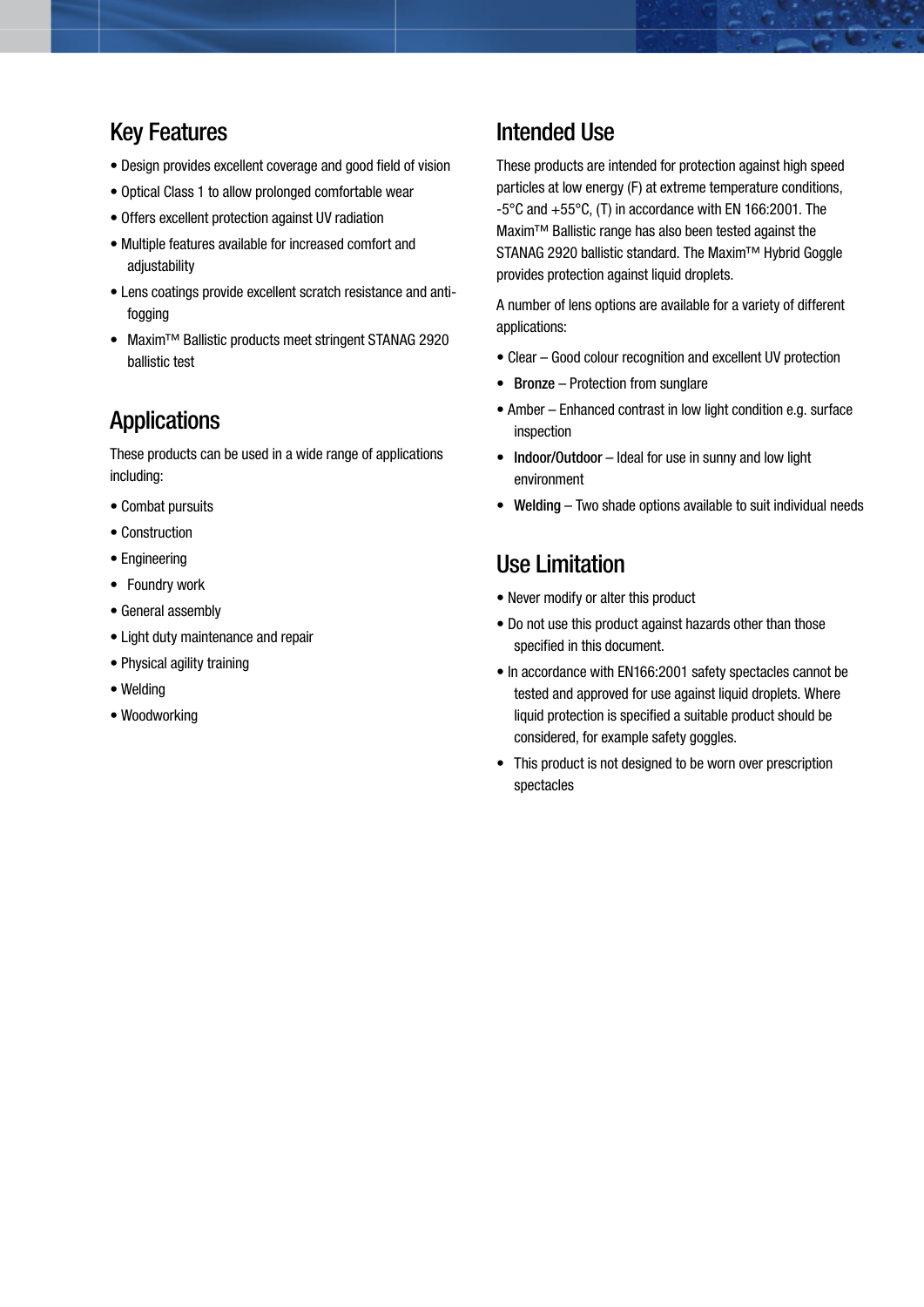## Key Features

- Design provides excellent coverage and good field of vision
- Optical Class 1 to allow prolonged comfortable wear
- Offers excellent protection against UV radiation
- Multiple features available for increased comfort and adjustability
- Lens coatings provide excellent scratch resistance and anti-fogging
- Maxim™ Ballistic products meet stringent STANAG 2920 ballistic test

## Applications

These products can be used in a wide range of applications including:

- Combat pursuits
- Construction
- Engineering
- Foundry work
- General assembly
- Light duty maintenance and repair
- Physical agility training
- Welding
- Woodworking

## Intended Use

These products are intended for protection against high speed particles at low energy (F) at extreme temperature conditions, -5°C and +55°C, (T) in accordance with EN 166:2001. The Maxim™ Ballistic range has also been tested against the STANAG 2920 ballistic standard. The Maxim™ Hybrid Goggle provides protection against liquid droplets.

A number of lens options are available for a variety of different applications:

- Clear – Good colour recognition and excellent UV protection
- Bronze – Protection from sunglare
- Amber – Enhanced contrast in low light condition e.g. surface inspection
- Indoor/Outdoor – Ideal for use in sunny and low light environment
- Welding – Two shade options available to suit individual needs

## Use Limitation

- Never modify or alter this product
- Do not use this product against hazards other than those specified in this document.
- In accordance with EN166:2001 safety spectacles cannot be tested and approved for use against liquid droplets. Where liquid protection is specified a suitable product should be considered, for example safety goggles.
- This product is not designed to be worn over prescription spectacles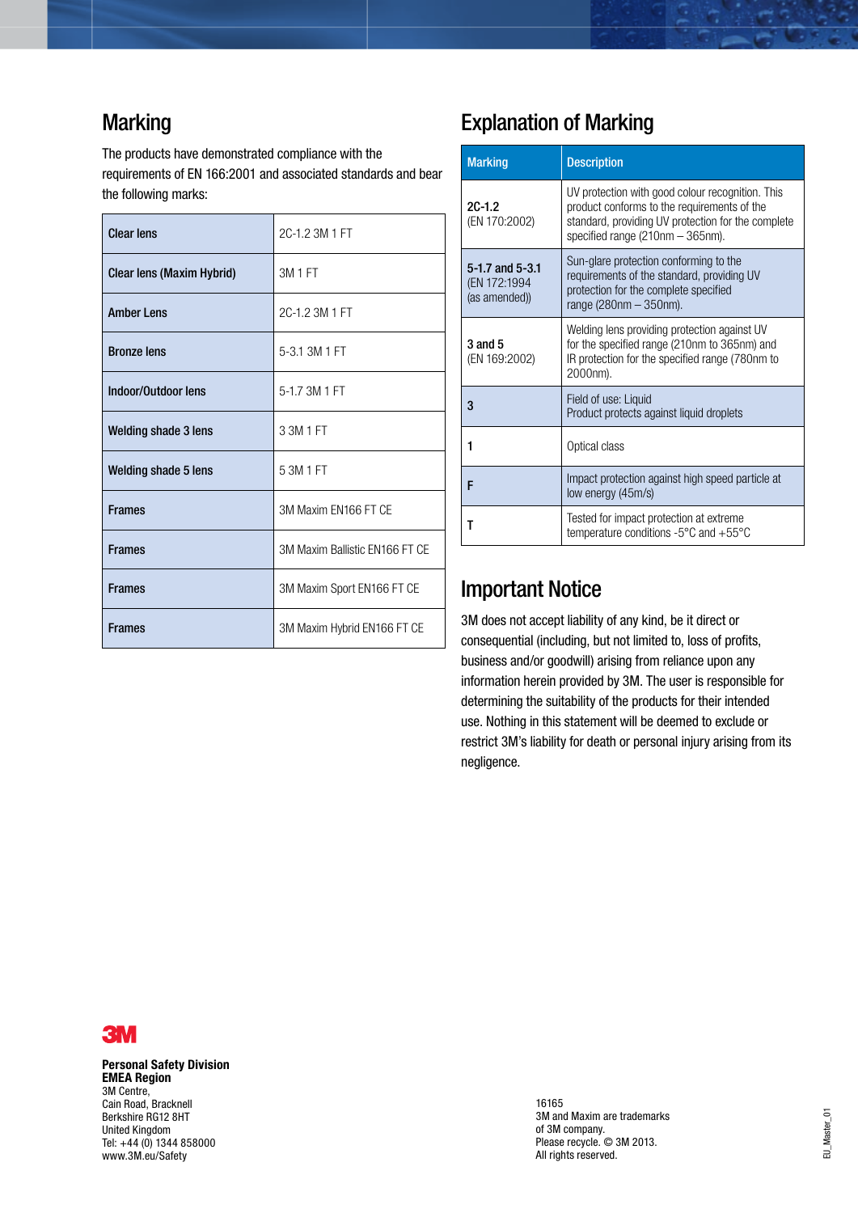## Marking

The products have demonstrated compliance with the requirements of EN 166:2001 and associated standards and bear the following marks:

| | |
|---|---|
| **Clear lens** | 2C-1.2 3M 1 FT |
| **Clear lens (Maxim Hybrid)** | 3M 1 FT |
| **Amber Lens** | 2C-1.2 3M 1 FT |
| **Bronze lens** | 5-3.1 3M 1 FT |
| **Indoor/Outdoor lens** | 5-1.7 3M 1 FT |
| **Welding shade 3 lens** | 3 3M 1 FT |
| **Welding shade 5 lens** | 5 3M 1 FT |
| **Frames** | 3M Maxim EN166 FT CE |
| **Frames** | 3M Maxim Ballistic EN166 FT CE |
| **Frames** | 3M Maxim Sport EN166 FT CE |
| **Frames** | 3M Maxim Hybrid EN166 FT CE |

## Explanation of Marking

| Marking | Description |
|---|---|
| **2C-1.2** (EN 170:2002) | UV protection with good colour recognition. This product conforms to the requirements of the standard, providing UV protection for the complete specified range (210nm – 365nm). |
| **5-1.7 and 5-3.1** (EN 172:1994 (as amended)) | Sun-glare protection conforming to the requirements of the standard, providing UV protection for the complete specified range (280nm – 350nm). |
| **3 and 5** (EN 169:2002) | Welding lens providing protection against UV for the specified range (210nm to 365nm) and IR protection for the specified range (780nm to 2000nm). |
| **3** | Field of use: Liquid<br>Product protects against liquid droplets |
| **1** | Optical class |
| **F** | Impact protection against high speed particle at low energy (45m/s) |
| **T** | Tested for impact protection at extreme temperature conditions -5°C and +55°C |

## Important Notice

3M does not accept liability of any kind, be it direct or consequential (including, but not limited to, loss of profits, business and/or goodwill) arising from reliance upon any information herein provided by 3M. The user is responsible for determining the suitability of the products for their intended use. Nothing in this statement will be deemed to exclude or restrict 3M's liability for death or personal injury arising from its negligence.

3M

**Personal Safety Division**
**EMEA Region**
3M Centre,
Cain Road, Bracknell
Berkshire RG12 8HT
United Kingdom
Tel: +44 (0) 1344 858000
www.3M.eu/Safety

16165
3M and Maxim are trademarks of 3M company.
Please recycle. © 3M 2013.
All rights reserved.